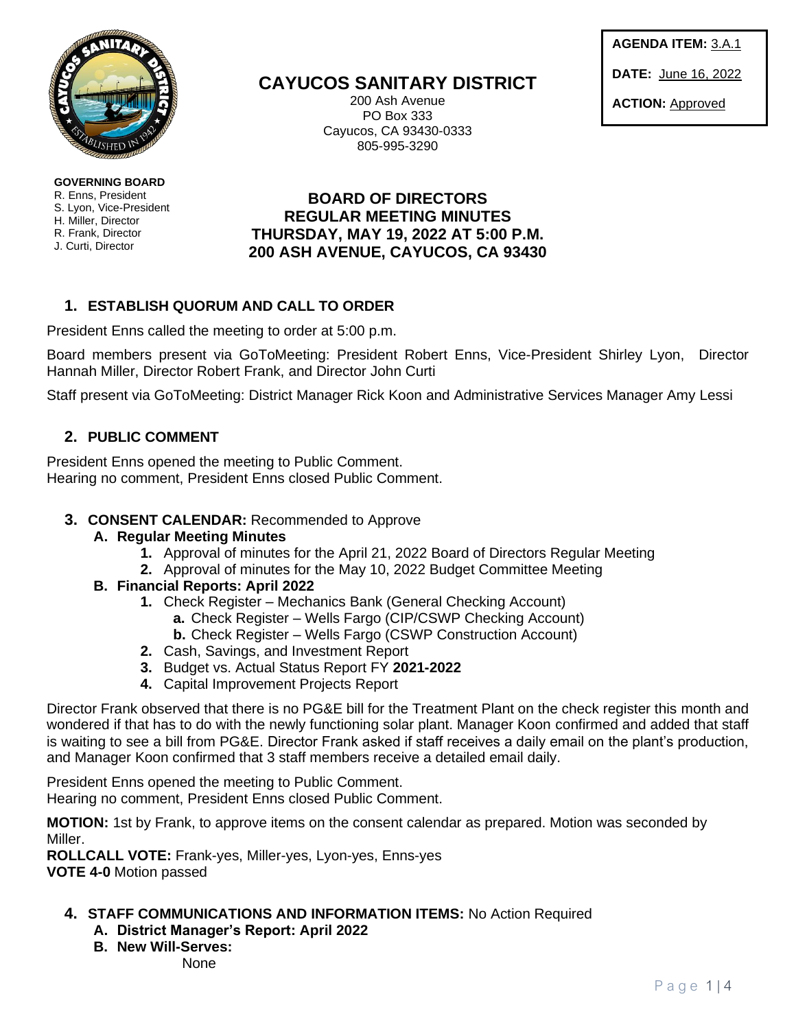**AGENDA ITEM:** 3.A.1

**DATE:** June 16, 2022

**ACTION:** Approved

# CAYUCOS SANITARY DISTRICT

200 Ash Avenue
PO Box 333
Cayucos, CA 93430-0333
805-995-3290

**GOVERNING BOARD**
R. Enns, President
S. Lyon, Vice-President
H. Miller, Director
R. Frank, Director
J. Curti, Director

## BOARD OF DIRECTORS REGULAR MEETING MINUTES THURSDAY, MAY 19, 2022 AT 5:00 P.M. 200 ASH AVENUE, CAYUCOS, CA 93430

### 1. ESTABLISH QUORUM AND CALL TO ORDER

President Enns called the meeting to order at 5:00 p.m.

Board members present via GoToMeeting: President Robert Enns, Vice-President Shirley Lyon, Director Hannah Miller, Director Robert Frank, and Director John Curti

Staff present via GoToMeeting: District Manager Rick Koon and Administrative Services Manager Amy Lessi

### 2. PUBLIC COMMENT

President Enns opened the meeting to Public Comment.
Hearing no comment, President Enns closed Public Comment.

### 3. CONSENT CALENDAR: Recommended to Approve

**A. Regular Meeting Minutes**

1. Approval of minutes for the April 21, 2022 Board of Directors Regular Meeting
2. Approval of minutes for the May 10, 2022 Budget Committee Meeting

**B. Financial Reports: April 2022**

1. Check Register – Mechanics Bank (General Checking Account)
    - **a.** Check Register – Wells Fargo (CIP/CSWP Checking Account)
    - **b.** Check Register – Wells Fargo (CSWP Construction Account)
2. Cash, Savings, and Investment Report
3. Budget vs. Actual Status Report FY **2021-2022**
4. Capital Improvement Projects Report

Director Frank observed that there is no PG&E bill for the Treatment Plant on the check register this month and wondered if that has to do with the newly functioning solar plant. Manager Koon confirmed and added that staff is waiting to see a bill from PG&E. Director Frank asked if staff receives a daily email on the plant's production, and Manager Koon confirmed that 3 staff members receive a detailed email daily.

President Enns opened the meeting to Public Comment.
Hearing no comment, President Enns closed Public Comment.

**MOTION:** 1st by Frank, to approve items on the consent calendar as prepared. Motion was seconded by Miller.
**ROLLCALL VOTE:** Frank-yes, Miller-yes, Lyon-yes, Enns-yes
**VOTE 4-0** Motion passed

### 4. STAFF COMMUNICATIONS AND INFORMATION ITEMS: No Action Required

**A. District Manager's Report: April 2022**

**B. New Will-Serves:**

None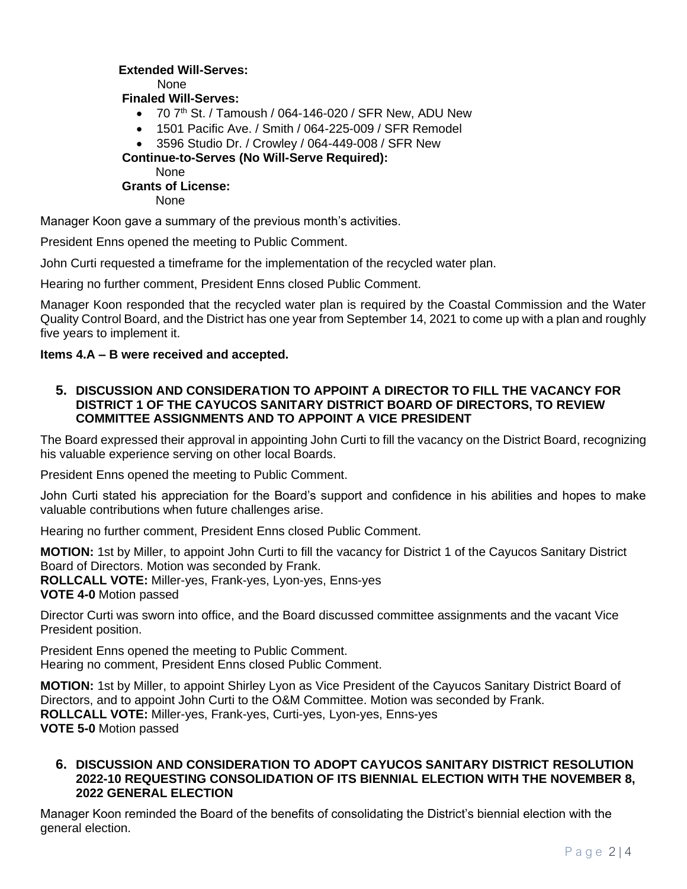**Extended Will-Serves:**

None

**Finaled Will-Serves:**

- 70 7th St. / Tamoush / 064-146-020 / SFR New, ADU New
- 1501 Pacific Ave. / Smith / 064-225-009 / SFR Remodel
- 3596 Studio Dr. / Crowley / 064-449-008 / SFR New

**Continue-to-Serves (No Will-Serve Required):**

None

**Grants of License:**

None

Manager Koon gave a summary of the previous month's activities.

President Enns opened the meeting to Public Comment.

John Curti requested a timeframe for the implementation of the recycled water plan.

Hearing no further comment, President Enns closed Public Comment.

Manager Koon responded that the recycled water plan is required by the Coastal Commission and the Water Quality Control Board, and the District has one year from September 14, 2021 to come up with a plan and roughly five years to implement it.

**Items 4.A – B were received and accepted.**

## 5. DISCUSSION AND CONSIDERATION TO APPOINT A DIRECTOR TO FILL THE VACANCY FOR DISTRICT 1 OF THE CAYUCOS SANITARY DISTRICT BOARD OF DIRECTORS, TO REVIEW COMMITTEE ASSIGNMENTS AND TO APPOINT A VICE PRESIDENT

The Board expressed their approval in appointing John Curti to fill the vacancy on the District Board, recognizing his valuable experience serving on other local Boards.

President Enns opened the meeting to Public Comment.

John Curti stated his appreciation for the Board's support and confidence in his abilities and hopes to make valuable contributions when future challenges arise.

Hearing no further comment, President Enns closed Public Comment.

**MOTION:** 1st by Miller, to appoint John Curti to fill the vacancy for District 1 of the Cayucos Sanitary District Board of Directors. Motion was seconded by Frank.
**ROLLCALL VOTE:** Miller-yes, Frank-yes, Lyon-yes, Enns-yes
**VOTE 4-0** Motion passed

Director Curti was sworn into office, and the Board discussed committee assignments and the vacant Vice President position.

President Enns opened the meeting to Public Comment.
Hearing no comment, President Enns closed Public Comment.

**MOTION:** 1st by Miller, to appoint Shirley Lyon as Vice President of the Cayucos Sanitary District Board of Directors, and to appoint John Curti to the O&M Committee. Motion was seconded by Frank.
**ROLLCALL VOTE:** Miller-yes, Frank-yes, Curti-yes, Lyon-yes, Enns-yes
**VOTE 5-0** Motion passed

## 6. DISCUSSION AND CONSIDERATION TO ADOPT CAYUCOS SANITARY DISTRICT RESOLUTION 2022-10 REQUESTING CONSOLIDATION OF ITS BIENNIAL ELECTION WITH THE NOVEMBER 8, 2022 GENERAL ELECTION

Manager Koon reminded the Board of the benefits of consolidating the District's biennial election with the general election.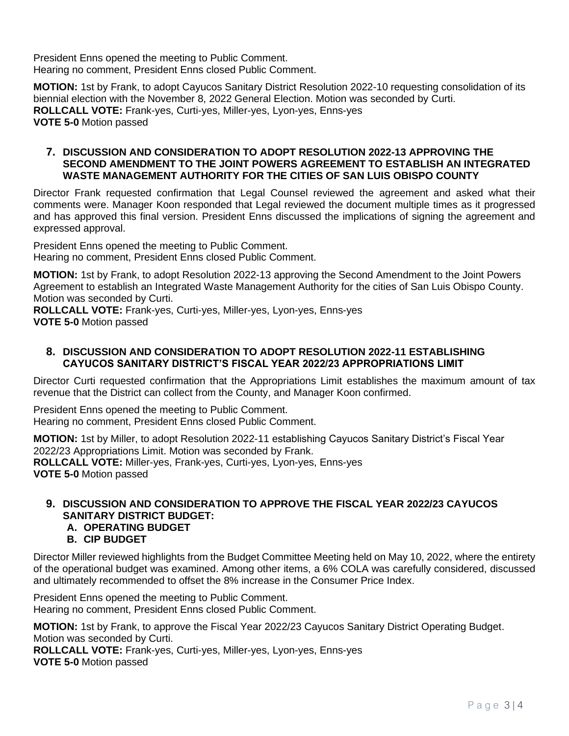President Enns opened the meeting to Public Comment.
Hearing no comment, President Enns closed Public Comment.

**MOTION:** 1st by Frank, to adopt Cayucos Sanitary District Resolution 2022-10 requesting consolidation of its biennial election with the November 8, 2022 General Election. Motion was seconded by Curti.
**ROLLCALL VOTE:** Frank-yes, Curti-yes, Miller-yes, Lyon-yes, Enns-yes
**VOTE 5-0** Motion passed

### 7. DISCUSSION AND CONSIDERATION TO ADOPT RESOLUTION 2022-13 APPROVING THE SECOND AMENDMENT TO THE JOINT POWERS AGREEMENT TO ESTABLISH AN INTEGRATED WASTE MANAGEMENT AUTHORITY FOR THE CITIES OF SAN LUIS OBISPO COUNTY

Director Frank requested confirmation that Legal Counsel reviewed the agreement and asked what their comments were. Manager Koon responded that Legal reviewed the document multiple times as it progressed and has approved this final version. President Enns discussed the implications of signing the agreement and expressed approval.

President Enns opened the meeting to Public Comment.
Hearing no comment, President Enns closed Public Comment.

**MOTION:** 1st by Frank, to adopt Resolution 2022-13 approving the Second Amendment to the Joint Powers Agreement to establish an Integrated Waste Management Authority for the cities of San Luis Obispo County. Motion was seconded by Curti.
**ROLLCALL VOTE:** Frank-yes, Curti-yes, Miller-yes, Lyon-yes, Enns-yes
**VOTE 5-0** Motion passed

### 8. DISCUSSION AND CONSIDERATION TO ADOPT RESOLUTION 2022-11 ESTABLISHING CAYUCOS SANITARY DISTRICT'S FISCAL YEAR 2022/23 APPROPRIATIONS LIMIT

Director Curti requested confirmation that the Appropriations Limit establishes the maximum amount of tax revenue that the District can collect from the County, and Manager Koon confirmed.

President Enns opened the meeting to Public Comment.
Hearing no comment, President Enns closed Public Comment.

**MOTION:** 1st by Miller, to adopt Resolution 2022-11 establishing Cayucos Sanitary District's Fiscal Year 2022/23 Appropriations Limit. Motion was seconded by Frank.
**ROLLCALL VOTE:** Miller-yes, Frank-yes, Curti-yes, Lyon-yes, Enns-yes
**VOTE 5-0** Motion passed

### 9. DISCUSSION AND CONSIDERATION TO APPROVE THE FISCAL YEAR 2022/23 CAYUCOS SANITARY DISTRICT BUDGET:
**A. OPERATING BUDGET**
**B. CIP BUDGET**

Director Miller reviewed highlights from the Budget Committee Meeting held on May 10, 2022, where the entirety of the operational budget was examined. Among other items, a 6% COLA was carefully considered, discussed and ultimately recommended to offset the 8% increase in the Consumer Price Index.

President Enns opened the meeting to Public Comment.
Hearing no comment, President Enns closed Public Comment.

**MOTION:** 1st by Frank, to approve the Fiscal Year 2022/23 Cayucos Sanitary District Operating Budget. Motion was seconded by Curti.
**ROLLCALL VOTE:** Frank-yes, Curti-yes, Miller-yes, Lyon-yes, Enns-yes
**VOTE 5-0** Motion passed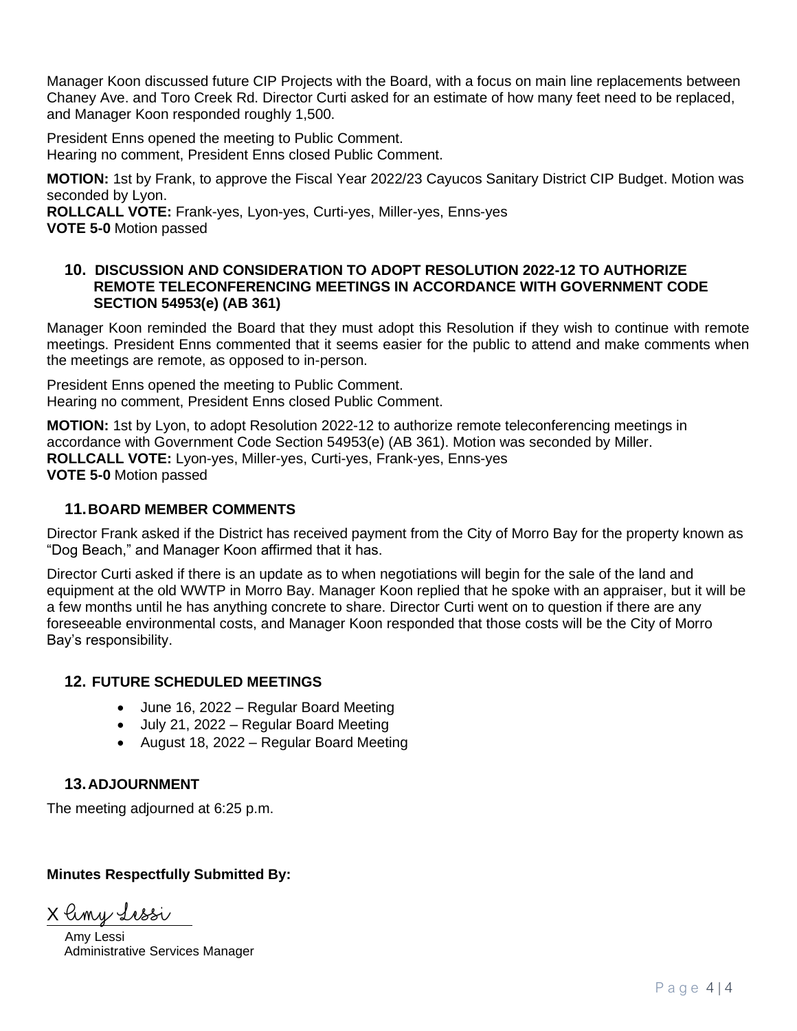Manager Koon discussed future CIP Projects with the Board, with a focus on main line replacements between Chaney Ave. and Toro Creek Rd. Director Curti asked for an estimate of how many feet need to be replaced, and Manager Koon responded roughly 1,500.

President Enns opened the meeting to Public Comment.
Hearing no comment, President Enns closed Public Comment.

**MOTION:** 1st by Frank, to approve the Fiscal Year 2022/23 Cayucos Sanitary District CIP Budget. Motion was seconded by Lyon.
**ROLLCALL VOTE:** Frank-yes, Lyon-yes, Curti-yes, Miller-yes, Enns-yes
**VOTE 5-0** Motion passed

## 10. DISCUSSION AND CONSIDERATION TO ADOPT RESOLUTION 2022-12 TO AUTHORIZE REMOTE TELECONFERENCING MEETINGS IN ACCORDANCE WITH GOVERNMENT CODE SECTION 54953(e) (AB 361)

Manager Koon reminded the Board that they must adopt this Resolution if they wish to continue with remote meetings. President Enns commented that it seems easier for the public to attend and make comments when the meetings are remote, as opposed to in-person.

President Enns opened the meeting to Public Comment.
Hearing no comment, President Enns closed Public Comment.

**MOTION:** 1st by Lyon, to adopt Resolution 2022-12 to authorize remote teleconferencing meetings in accordance with Government Code Section 54953(e) (AB 361). Motion was seconded by Miller.
**ROLLCALL VOTE:** Lyon-yes, Miller-yes, Curti-yes, Frank-yes, Enns-yes
**VOTE 5-0** Motion passed

## 11. BOARD MEMBER COMMENTS

Director Frank asked if the District has received payment from the City of Morro Bay for the property known as "Dog Beach," and Manager Koon affirmed that it has.

Director Curti asked if there is an update as to when negotiations will begin for the sale of the land and equipment at the old WWTP in Morro Bay. Manager Koon replied that he spoke with an appraiser, but it will be a few months until he has anything concrete to share. Director Curti went on to question if there are any foreseeable environmental costs, and Manager Koon responded that those costs will be the City of Morro Bay's responsibility.

## 12. FUTURE SCHEDULED MEETINGS

- June 16, 2022 – Regular Board Meeting
- July 21, 2022 – Regular Board Meeting
- August 18, 2022 – Regular Board Meeting

## 13. ADJOURNMENT

The meeting adjourned at 6:25 p.m.

**Minutes Respectfully Submitted By:**

X Amy Lessi

Amy Lessi
Administrative Services Manager